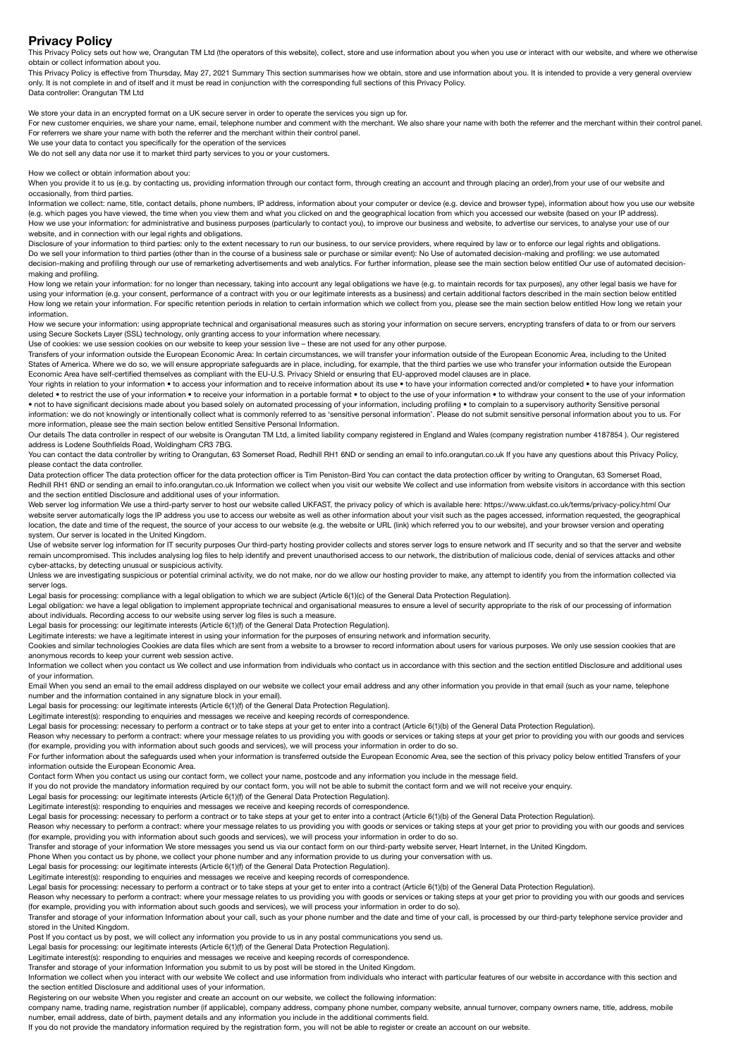# Privacy Policy

This Privacy Policy sets out how we, Orangutan TM Ltd (the operators of this website), collect, store and use information about you when you use or interact with our website, and where we otherwise obtain or collect information about you.

This Privacy Policy is effective from Thursday, May 27, 2021 Summary This section summarises how we obtain, store and use information about you. It is intended to provide a very general overview only. It is not complete in and of itself and it must be read in conjunction with the corresponding full sections of this Privacy Policy.

Data controller: Orangutan TM Ltd

We store your data in an encrypted format on a UK secure server in order to operate the services you sign up for.

For new customer enquiries, we share your name, email, telephone number and comment with the merchant. We also share your name with both the referrer and the merchant within their control panel.

For referrers we share your name with both the referrer and the merchant within their control panel.

We use your data to contact you specifically for the operation of the services

We do not sell any data nor use it to market third party services to you or your customers.

How we collect or obtain information about you:

When you provide it to us (e.g. by contacting us, providing information through our contact form, through creating an account and through placing an order),from your use of our website and occasionally, from third parties.

Information we collect: name, title, contact details, phone numbers, IP address, information about your computer or device (e.g. device and browser type), information about how you use our website (e.g. which pages you have viewed, the time when you view them and what you clicked on and the geographical location from which you accessed our website (based on your IP address).

How we use your information: for administrative and business purposes (particularly to contact you), to improve our business and website, to advertise our services, to analyse your use of our website, and in connection with our legal rights and obligations.

Disclosure of your information to third parties: only to the extent necessary to run our business, to our service providers, where required by law or to enforce our legal rights and obligations.

Do we sell your information to third parties (other than in the course of a business sale or purchase or similar event): No Use of automated decision-making and profiling: we use automated decision-making and profiling through our use of remarketing advertisements and web analytics. For further information, please see the main section below entitled Our use of automated decision-making and profiling.

How long we retain your information: for no longer than necessary, taking into account any legal obligations we have (e.g. to maintain records for tax purposes), any other legal basis we have for using your information (e.g. your consent, performance of a contract with you or our legitimate interests as a business) and certain additional factors described in the main section below entitled How long we retain your information. For specific retention periods in relation to certain information which we collect from you, please see the main section below entitled How long we retain your information.

How we secure your information: using appropriate technical and organisational measures such as storing your information on secure servers, encrypting transfers of data to or from our servers using Secure Sockets Layer (SSL) technology, only granting access to your information where necessary.

Use of cookies: we use session cookies on our website to keep your session live – these are not used for any other purpose.

Transfers of your information outside the European Economic Area: In certain circumstances, we will transfer your information outside of the European Economic Area, including to the United States of America. Where we do so, we will ensure appropriate safeguards are in place, including, for example, that the third parties we use who transfer your information outside the European Economic Area have self-certified themselves as compliant with the EU-U.S. Privacy Shield or ensuring that EU-approved model clauses are in place.

Your rights in relation to your information • to access your information and to receive information about its use • to have your information corrected and/or completed • to have your information deleted • to restrict the use of your information • to receive your information in a portable format • to object to the use of your information • to withdraw your consent to the use of your information • not to have significant decisions made about you based solely on automated processing of your information, including profiling • to complain to a supervisory authority Sensitive personal information: we do not knowingly or intentionally collect what is commonly referred to as 'sensitive personal information'. Please do not submit sensitive personal information about you to us. For more information, please see the main section below entitled Sensitive Personal Information.

Our details The data controller in respect of our website is Orangutan TM Ltd, a limited liability company registered in England and Wales (company registration number 4187854 ). Our registered address is Lodene Southfields Road, Woldingham CR3 7BG.

You can contact the data controller by writing to Orangutan, 63 Somerset Road, Redhill RH1 6ND or sending an email to info.orangutan.co.uk If you have any questions about this Privacy Policy, please contact the data controller.

Data protection officer The data protection officer for the data protection officer is Tim Peniston-Bird You can contact the data protection officer by writing to Orangutan, 63 Somerset Road, Redhill RH1 6ND or sending an email to info.orangutan.co.uk Information we collect when you visit our website We collect and use information from website visitors in accordance with this section and the section entitled Disclosure and additional uses of your information.

Web server log information We use a third-party server to host our website called UKFAST, the privacy policy of which is available here: https://www.ukfast.co.uk/terms/privacy-policy.html Our website server automatically logs the IP address you use to access our website as well as other information about your visit such as the pages accessed, information requested, the geographical location, the date and time of the request, the source of your access to our website (e.g. the website or URL (link) which referred you to our website), and your browser version and operating system. Our server is located in the United Kingdom.

Use of website server log information for IT security purposes Our third-party hosting provider collects and stores server logs to ensure network and IT security and so that the server and website remain uncompromised. This includes analysing log files to help identify and prevent unauthorised access to our network, the distribution of malicious code, denial of services attacks and other cyber-attacks, by detecting unusual or suspicious activity.

Unless we are investigating suspicious or potential criminal activity, we do not make, nor do we allow our hosting provider to make, any attempt to identify you from the information collected via server logs.

Legal basis for processing: compliance with a legal obligation to which we are subject (Article 6(1)(c) of the General Data Protection Regulation).

Legal obligation: we have a legal obligation to implement appropriate technical and organisational measures to ensure a level of security appropriate to the risk of our processing of information about individuals. Recording access to our website using server log files is such a measure.

Legal basis for processing: our legitimate interests (Article 6(1)(f) of the General Data Protection Regulation).

Legitimate interests: we have a legitimate interest in using your information for the purposes of ensuring network and information security.

Cookies and similar technologies Cookies are data files which are sent from a website to a browser to record information about users for various purposes. We only use session cookies that are anonymous records to keep your current web session active.

Information we collect when you contact us We collect and use information from individuals who contact us in accordance with this section and the section entitled Disclosure and additional uses of your information.

Email When you send an email to the email address displayed on our website we collect your email address and any other information you provide in that email (such as your name, telephone number and the information contained in any signature block in your email).

Legal basis for processing: our legitimate interests (Article 6(1)(f) of the General Data Protection Regulation).

Legitimate interest(s): responding to enquiries and messages we receive and keeping records of correspondence.

Legal basis for processing: necessary to perform a contract or to take steps at your get to enter into a contract (Article 6(1)(b) of the General Data Protection Regulation).

Reason why necessary to perform a contract: where your message relates to us providing you with goods or services or taking steps at your get prior to providing you with our goods and services (for example, providing you with information about such goods and services), we will process your information in order to do so.

For further information about the safeguards used when your information is transferred outside the European Economic Area, see the section of this privacy policy below entitled Transfers of your information outside the European Economic Area.

Contact form When you contact us using our contact form, we collect your name, postcode and any information you include in the message field.

If you do not provide the mandatory information required by our contact form, you will not be able to submit the contact form and we will not receive your enquiry.

Legal basis for processing: our legitimate interests (Article 6(1)(f) of the General Data Protection Regulation).

Legitimate interest(s): responding to enquiries and messages we receive and keeping records of correspondence.

Legal basis for processing: necessary to perform a contract or to take steps at your get to enter into a contract (Article 6(1)(b) of the General Data Protection Regulation).

Reason why necessary to perform a contract: where your message relates to us providing you with goods or services or taking steps at your get prior to providing you with our goods and services (for example, providing you with information about such goods and services), we will process your information in order to do so.

Transfer and storage of your information We store messages you send us via our contact form on our third-party website server, Heart Internet, in the United Kingdom.

Phone When you contact us by phone, we collect your phone number and any information provide to us during your conversation with us.

Legal basis for processing: our legitimate interests (Article 6(1)(f) of the General Data Protection Regulation).

Legitimate interest(s): responding to enquiries and messages we receive and keeping records of correspondence.

Legal basis for processing: necessary to perform a contract or to take steps at your get to enter into a contract (Article 6(1)(b) of the General Data Protection Regulation).

Reason why necessary to perform a contract: where your message relates to us providing you with goods or services or taking steps at your get prior to providing you with our goods and services (for example, providing you with information about such goods and services), we will process your information in order to do so).

Transfer and storage of your information Information about your call, such as your phone number and the date and time of your call, is processed by our third-party telephone service provider and stored in the United Kingdom.

Post If you contact us by post, we will collect any information you provide to us in any postal communications you send us.

Legal basis for processing: our legitimate interests (Article 6(1)(f) of the General Data Protection Regulation).

Legitimate interest(s): responding to enquiries and messages we receive and keeping records of correspondence.

Transfer and storage of your information Information you submit to us by post will be stored in the United Kingdom.

Information we collect when you interact with our website We collect and use information from individuals who interact with particular features of our website in accordance with this section and the section entitled Disclosure and additional uses of your information.

Registering on our website When you register and create an account on our website, we collect the following information:

company name, trading name, registration number (if applicable), company address, company phone number, company website, annual turnover, company owners name, title, address, mobile number, email address, date of birth, payment details and any information you include in the additional comments field.

If you do not provide the mandatory information required by the registration form, you will not be able to register or create an account on our website.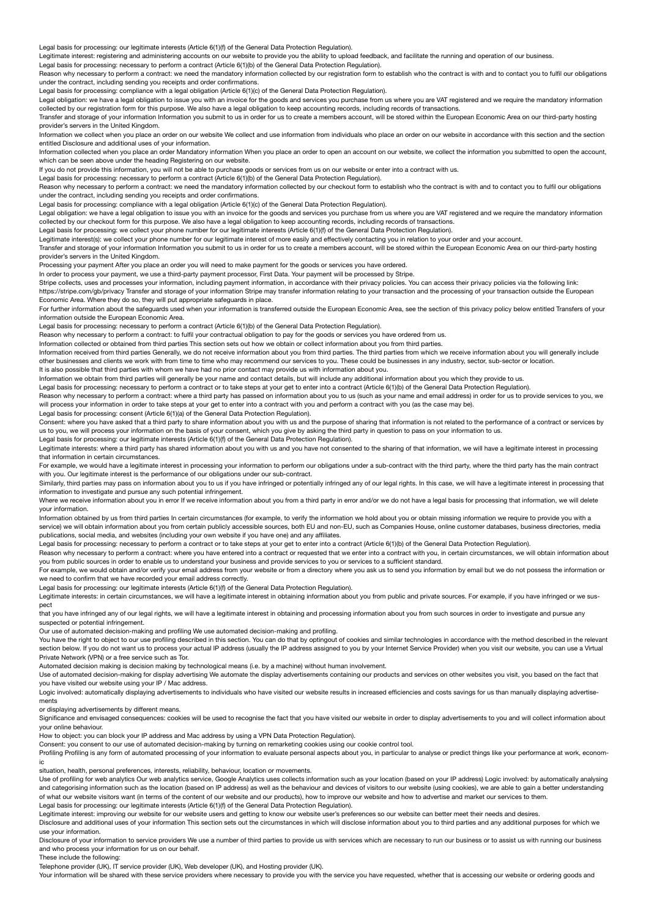Legal basis for processing: our legitimate interests (Article 6(1)(f) of the General Data Protection Regulation).

Legitimate interest: registering and administering accounts on our website to provide you the ability to upload feedback, and facilitate the running and operation of our business.

Legal basis for processing: necessary to perform a contract (Article 6(1)(b) of the General Data Protection Regulation).

Reason why necessary to perform a contract: we need the mandatory information collected by our registration form to establish who the contract is with and to contact you to fulfil our obligations under the contract, including sending you receipts and order confirmations.

Legal basis for processing: compliance with a legal obligation (Article 6(1)(c) of the General Data Protection Regulation).

Legal obligation: we have a legal obligation to issue you with an invoice for the goods and services you purchase from us where you are VAT registered and we require the mandatory information collected by our registration form for this purpose. We also have a legal obligation to keep accounting records, including records of transactions.

Transfer and storage of your information Information you submit to us in order for us to create a members account, will be stored within the European Economic Area on our third-party hosting provider's servers in the United Kingdom.

Information we collect when you place an order on our website We collect and use information from individuals who place an order on our website in accordance with this section and the section entitled Disclosure and additional uses of your information.

Information collected when you place an order Mandatory information When you place an order to open an account on our website, we collect the information you submitted to open the account, which can be seen above under the heading Registering on our website.

If you do not provide this information, you will not be able to purchase goods or services from us on our website or enter into a contract with us.

Legal basis for processing: necessary to perform a contract (Article 6(1)(b) of the General Data Protection Regulation).

Reason why necessary to perform a contract: we need the mandatory information collected by our checkout form to establish who the contract is with and to contact you to fulfil our obligations under the contract, including sending you receipts and order confirmations.

Legal basis for processing: compliance with a legal obligation (Article 6(1)(c) of the General Data Protection Regulation).

Legal obligation: we have a legal obligation to issue you with an invoice for the goods and services you purchase from us where you are VAT registered and we require the mandatory information collected by our checkout form for this purpose. We also have a legal obligation to keep accounting records, including records of transactions.

Legal basis for processing: we collect your phone number for our legitimate interests (Article 6(1)(f) of the General Data Protection Regulation).

Legitimate interest(s): we collect your phone number for our legitimate interest of more easily and effectively contacting you in relation to your order and your account.

Transfer and storage of your information Information you submit to us in order for us to create a members account, will be stored within the European Economic Area on our third-party hosting provider's servers in the United Kingdom.

Processing your payment After you place an order you will need to make payment for the goods or services you have ordered.

In order to process your payment, we use a third-party payment processor, First Data. Your payment will be processed by Stripe.

Stripe collects, uses and processes your information, including payment information, in accordance with their privacy policies. You can access their privacy policies via the following link: https://stripe.com/gb/privacy Transfer and storage of your information Stripe may transfer information relating to your transaction and the processing of your transaction outside the European Economic Area. Where they do so, they will put appropriate safeguards in place.

For further information about the safeguards used when your information is transferred outside the European Economic Area, see the section of this privacy policy below entitled Transfers of your information outside the European Economic Area.

Legal basis for processing: necessary to perform a contract (Article 6(1)(b) of the General Data Protection Regulation).

Reason why necessary to perform a contract: to fulfil your contractual obligation to pay for the goods or services you have ordered from us.

Information collected or obtained from third parties This section sets out how we obtain or collect information about you from third parties.

Information received from third parties Generally, we do not receive information about you from third parties. The third parties from which we receive information about you will generally include other businesses and clients we work with from time to time who may recommend our services to you. These could be businesses in any industry, sector, sub-sector or location.

It is also possible that third parties with whom we have had no prior contact may provide us with information about you.

Information we obtain from third parties will generally be your name and contact details, but will include any additional information about you which they provide to us.

Legal basis for processing: necessary to perform a contract or to take steps at your get to enter into a contract (Article 6(1)(b) of the General Data Protection Regulation).

Reason why necessary to perform a contract: where a third party has passed on information about you to us (such as your name and email address) in order for us to provide services to you, we will process your information in order to take steps at your get to enter into a contract with you and perform a contract with you (as the case may be).

Legal basis for processing: consent (Article 6(1)(a) of the General Data Protection Regulation).

Consent: where you have asked that a third party to share information about you with us and the purpose of sharing that information is not related to the performance of a contract or services by us to you, we will process your information on the basis of your consent, which you give by asking the third party in question to pass on your information to us.

Legal basis for processing: our legitimate interests (Article 6(1)(f) of the General Data Protection Regulation).

Legitimate interests: where a third party has shared information about you with us and you have not consented to the sharing of that information, we will have a legitimate interest in processing that information in certain circumstances.

For example, we would have a legitimate interest in processing your information to perform our obligations under a sub-contract with the third party, where the third party has the main contract with you. Our legitimate interest is the performance of our obligations under our sub-contract.

Similarly, third parties may pass on information about you to us if you have infringed or potentially infringed any of our legal rights. In this case, we will have a legitimate interest in processing that information to investigate and pursue any such potential infringement.

Where we receive information about you in error If we receive information about you from a third party in error and/or we do not have a legal basis for processing that information, we will delete your information.

Information obtained by us from third parties In certain circumstances (for example, to verify the information we hold about you or obtain missing information we require to provide you with a service) we will obtain information about you from certain publicly accessible sources, both EU and non-EU, such as Companies House, online customer databases, business directories, media publications, social media, and websites (including your own website if you have one) and any affiliates.

Legal basis for processing: necessary to perform a contract or to take steps at your get to enter into a contract (Article 6(1)(b) of the General Data Protection Regulation).

Reason why necessary to perform a contract: where you have entered into a contract or requested that we enter into a contract with you, in certain circumstances, we will obtain information about you from public sources in order to enable us to understand your business and provide services to you or services to a sufficient standard.

For example, we would obtain and/or verify your email address from your website or from a directory where you ask us to send you information by email but we do not possess the information or we need to confirm that we have recorded your email address correctly.

Legal basis for processing: our legitimate interests (Article 6(1)(f) of the General Data Protection Regulation).

Legitimate interests: in certain circumstances, we will have a legitimate interest in obtaining information about you from public and private sources. For example, if you have infringed or we suspect that you have infringed any of our legal rights, we will have a legitimate interest in obtaining and processing information about you from such sources in order to investigate and pursue any suspected or potential infringement.

Our use of automated decision-making and profiling We use automated decision-making and profiling.

You have the right to object to our use profiling described in this section. You can do that by optingout of cookies and similar technologies in accordance with the method described in the relevant section below. If you do not want us to process your actual IP address (usually the IP address assigned to you by your Internet Service Provider) when you visit our website, you can use a Virtual Private Network (VPN) or a free service such as Tor.

Automated decision making is decision making by technological means (i.e. by a machine) without human involvement.

Use of automated decision-making for display advertising We automate the display advertisements containing our products and services on other websites you visit, you based on the fact that you have visited our website using your IP / Mac address.

Logic involved: automatically displaying advertisements to individuals who have visited our website results in increased efficiencies and costs savings for us than manually displaying advertisements or displaying advertisements by different means.

Significance and envisaged consequences: cookies will be used to recognise the fact that you have visited our website in order to display advertisements to you and will collect information about your online behaviour.

How to object: you can block your IP address and Mac address by using a VPN Data Protection Regulation).

Consent: you consent to our use of automated decision-making by turning on remarketing cookies using our cookie control tool.

Profiling Profiling is any form of automated processing of your information to evaluate personal aspects about you, in particular to analyse or predict things like your performance at work, economic situation, health, personal preferences, interests, reliability, behaviour, location or movements.

Use of profiling for web analytics Our web analytics service, Google Analytics uses collects information such as your location (based on your IP address) Logic involved: by automatically analysing and categorising information such as the location (based on IP address) as well as the behaviour and devices of visitors to our website (using cookies), we are able to gain a better understanding of what our website visitors want (in terms of the content of our website and our products), how to improve our website and how to advertise and market our services to them.

Legal basis for processing: our legitimate interests (Article 6(1)(f) of the General Data Protection Regulation).

Legitimate interest: improving our website for our website users and getting to know our website user's preferences so our website can better meet their needs and desires.

Disclosure and additional uses of your information This section sets out the circumstances in which will disclose information about you to third parties and any additional purposes for which we use your information.

Disclosure of your information to service providers We use a number of third parties to provide us with services which are necessary to run our business or to assist us with running our business and who process your information for us on our behalf.

These include the following:

Telephone provider (UK), IT service provider (UK), Web developer (UK), and Hosting provider (UK).

Your information will be shared with these service providers where necessary to provide you with the service you have requested, whether that is accessing our website or ordering goods and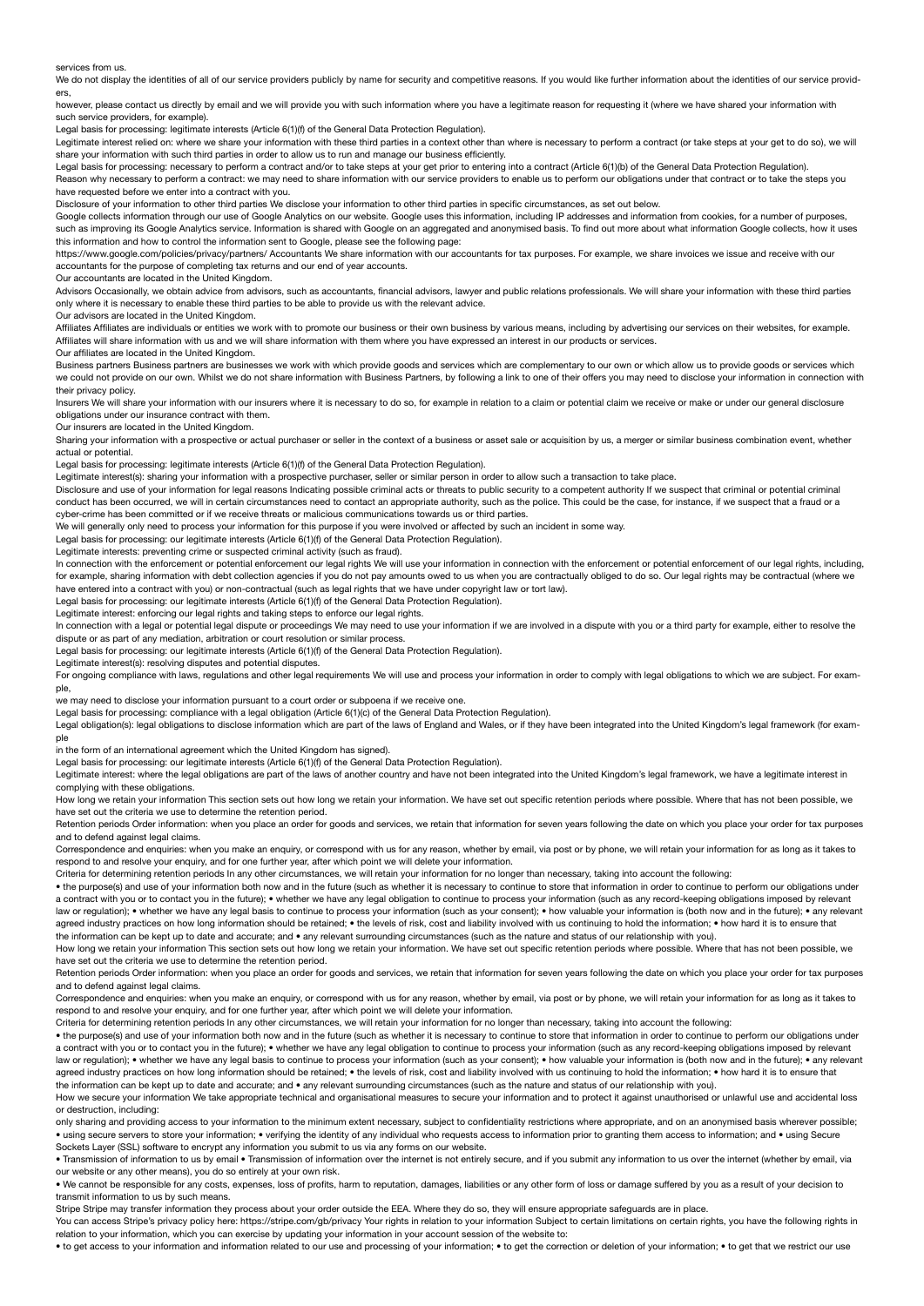services from us.

We do not display the identities of all of our service providers publicly by name for security and competitive reasons. If you would like further information about the identities of our service providers,

however, please contact us directly by email and we will provide you with such information where you have a legitimate reason for requesting it (where we have shared your information with such service providers, for example).

Legal basis for processing: legitimate interests (Article 6(1)(f) of the General Data Protection Regulation).

Legitimate interest relied on: where we share your information with these third parties in a context other than where is necessary to perform a contract (or take steps at your get to do so), we will share your information with such third parties in order to allow us to run and manage our business efficiently.

Legal basis for processing: necessary to perform a contract and/or to take steps at your get prior to entering into a contract (Article 6(1)(b) of the General Data Protection Regulation).

Reason why necessary to perform a contract: we may need to share information with our service providers to enable us to perform our obligations under that contract or to take the steps you have requested before we enter into a contract with you.

Disclosure of your information to other third parties We disclose your information to other third parties in specific circumstances, as set out below.

Google collects information through our use of Google Analytics on our website. Google uses this information, including IP addresses and information from cookies, for a number of purposes, such as improving its Google Analytics service. Information is shared with Google on an aggregated and anonymised basis. To find out more about what information Google collects, how it uses this information and how to control the information sent to Google, please see the following page:

https://www.google.com/policies/privacy/partners/ Accountants We share information with our accountants for tax purposes. For example, we share invoices we issue and receive with our accountants for the purpose of completing tax returns and our end of year accounts.

Our accountants are located in the United Kingdom.

Advisors Occasionally, we obtain advice from advisors, such as accountants, financial advisors, lawyer and public relations professionals. We will share your information with these third parties only where it is necessary to enable these third parties to be able to provide us with the relevant advice.

Our advisors are located in the United Kingdom.

Affiliates Affiliates are individuals or entities we work with to promote our business or their own business by various means, including by advertising our services on their websites, for example. Affiliates will share information with us and we will share information with them where you have expressed an interest in our products or services.

Our affiliates are located in the United Kingdom.

Business partners Business partners are businesses we work with which provide goods and services which are complementary to our own or which allow us to provide goods or services which we could not provide on our own. Whilst we do not share information with Business Partners, by following a link to one of their offers you may need to disclose your information in connection with their privacy policy.

Insurers We will share your information with our insurers where it is necessary to do so, for example in relation to a claim or potential claim we receive or make or under our general disclosure obligations under our insurance contract with them.

Our insurers are located in the United Kingdom.

Sharing your information with a prospective or actual purchaser or seller in the context of a business or asset sale or acquisition by us, a merger or similar business combination event, whether actual or potential.

Legal basis for processing: legitimate interests (Article 6(1)(f) of the General Data Protection Regulation).

Legitimate interest(s): sharing your information with a prospective purchaser, seller or similar person in order to allow such a transaction to take place.

Disclosure and use of your information for legal reasons Indicating possible criminal acts or threats to public security to a competent authority If we suspect that criminal or potential criminal conduct has been occurred, we will in certain circumstances need to contact an appropriate authority, such as the police. This could be the case, for instance, if we suspect that a fraud or a cyber-crime has been committed or if we receive threats or malicious communications towards us or third parties.

We will generally only need to process your information for this purpose if you were involved or affected by such an incident in some way.

Legal basis for processing: our legitimate interests (Article 6(1)(f) of the General Data Protection Regulation).

Legitimate interests: preventing crime or suspected criminal activity (such as fraud).

In connection with the enforcement or potential enforcement our legal rights We will use your information in connection with the enforcement or potential enforcement of our legal rights, including, for example, sharing information with debt collection agencies if you do not pay amounts owed to us when you are contractually obliged to do so. Our legal rights may be contractual (where we have entered into a contract with you) or non-contractual (such as legal rights that we have under copyright law or tort law).

Legal basis for processing: our legitimate interests (Article 6(1)(f) of the General Data Protection Regulation).

Legitimate interest: enforcing our legal rights and taking steps to enforce our legal rights.

In connection with a legal or potential legal dispute or proceedings We may need to use your information if we are involved in a dispute with you or a third party for example, either to resolve the dispute or as part of any mediation, arbitration or court resolution or similar process.

Legal basis for processing: our legitimate interests (Article 6(1)(f) of the General Data Protection Regulation).

Legitimate interest(s): resolving disputes and potential disputes.

For ongoing compliance with laws, regulations and other legal requirements We will use and process your information in order to comply with legal obligations to which we are subject. For example,

we may need to disclose your information pursuant to a court order or subpoena if we receive one.

Legal basis for processing: compliance with a legal obligation (Article 6(1)(c) of the General Data Protection Regulation).

Legal obligation(s): legal obligations to disclose information which are part of the laws of England and Wales, or if they have been integrated into the United Kingdom's legal framework (for example

in the form of an international agreement which the United Kingdom has signed).

Legal basis for processing: our legitimate interests (Article 6(1)(f) of the General Data Protection Regulation).

Legitimate interest: where the legal obligations are part of the laws of another country and have not been integrated into the United Kingdom's legal framework, we have a legitimate interest in complying with these obligations.

How long we retain your information This section sets out how long we retain your information. We have set out specific retention periods where possible. Where that has not been possible, we have set out the criteria we use to determine the retention period.

Retention periods Order information: when you place an order for goods and services, we retain that information for seven years following the date on which you place your order for tax purposes and to defend against legal claims.

Correspondence and enquiries: when you make an enquiry, or correspond with us for any reason, whether by email, via post or by phone, we will retain your information for as long as it takes to respond to and resolve your enquiry, and for one further year, after which point we will delete your information.

Criteria for determining retention periods In any other circumstances, we will retain your information for no longer than necessary, taking into account the following:

• the purpose(s) and use of your information both now and in the future (such as whether it is necessary to continue to store that information in order to continue to perform our obligations under a contract with you or to contact you in the future); • whether we have any legal obligation to continue to process your information (such as any record-keeping obligations imposed by relevant law or regulation); • whether we have any legal basis to continue to process your information (such as your consent); • how valuable your information is (both now and in the future); • any relevant agreed industry practices on how long information should be retained; • the levels of risk, cost and liability involved with us continuing to hold the information; • how hard it is to ensure that the information can be kept up to date and accurate; and • any relevant surrounding circumstances (such as the nature and status of our relationship with you).

How long we retain your information This section sets out how long we retain your information. We have set out specific retention periods where possible. Where that has not been possible, we have set out the criteria we use to determine the retention period.

Retention periods Order information: when you place an order for goods and services, we retain that information for seven years following the date on which you place your order for tax purposes and to defend against legal claims.

Correspondence and enquiries: when you make an enquiry, or correspond with us for any reason, whether by email, via post or by phone, we will retain your information for as long as it takes to respond to and resolve your enquiry, and for one further year, after which point we will delete your information.

Criteria for determining retention periods In any other circumstances, we will retain your information for no longer than necessary, taking into account the following:

• the purpose(s) and use of your information both now and in the future (such as whether it is necessary to continue to store that information in order to continue to perform our obligations under a contract with you or to contact you in the future); • whether we have any legal obligation to continue to process your information (such as any record-keeping obligations imposed by relevant law or regulation); • whether we have any legal basis to continue to process your information (such as your consent); • how valuable your information is (both now and in the future); • any relevant agreed industry practices on how long information should be retained; • the levels of risk, cost and liability involved with us continuing to hold the information; • how hard it is to ensure that the information can be kept up to date and accurate; and • any relevant surrounding circumstances (such as the nature and status of our relationship with you).

How we secure your information We take appropriate technical and organisational measures to secure your information and to protect it against unauthorised or unlawful use and accidental loss or destruction, including:

only sharing and providing access to your information to the minimum extent necessary, subject to confidentiality restrictions where appropriate, and on an anonymised basis wherever possible; • using secure servers to store your information; • verifying the identity of any individual who requests access to information prior to granting them access to information; and • using Secure Sockets Layer (SSL) software to encrypt any information you submit to us via any forms on our website.

• Transmission of information to us by email • Transmission of information over the internet is not entirely secure, and if you submit any information to us over the internet (whether by email, via our website or any other means), you do so entirely at your own risk.

• We cannot be responsible for any costs, expenses, loss of profits, harm to reputation, damages, liabilities or any other form of loss or damage suffered by you as a result of your decision to transmit information to us by such means.

Stripe Stripe may transfer information they process about your order outside the EEA. Where they do so, they will ensure appropriate safeguards are in place.

You can access Stripe's privacy policy here: https://stripe.com/gb/privacy Your rights in relation to your information Subject to certain limitations on certain rights, you have the following rights in relation to your information, which you can exercise by updating your information in your account session of the website to:

• to get access to your information and information related to our use and processing of your information; • to get the correction or deletion of your information; • to get that we restrict our use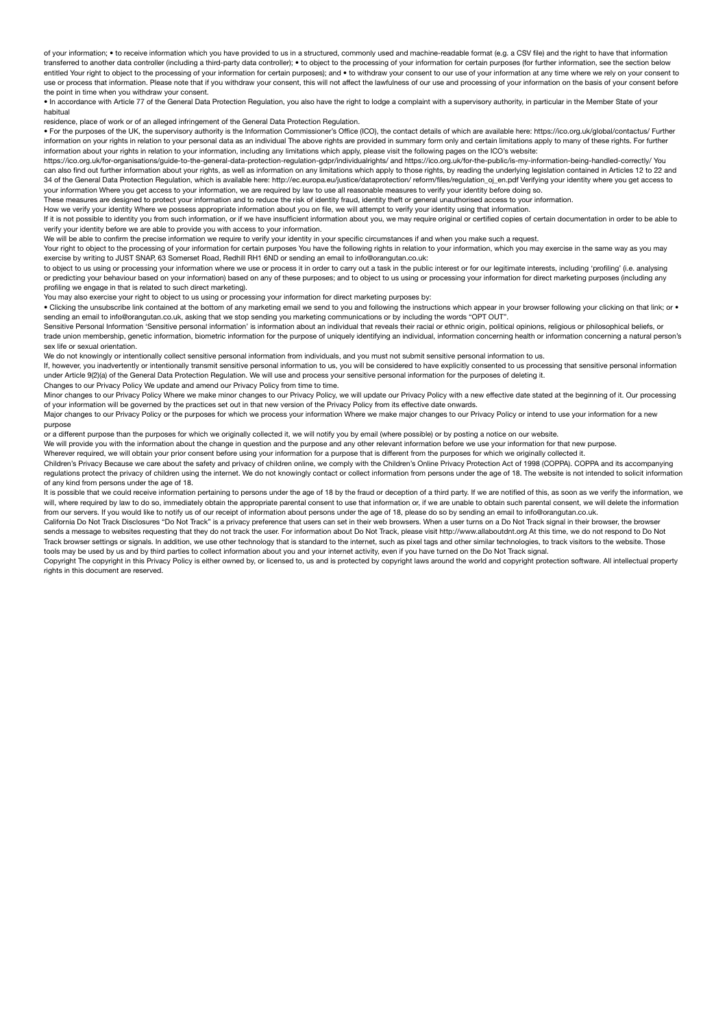of your information; • to receive information which you have provided to us in a structured, commonly used and machine-readable format (e.g. a CSV file) and the right to have that information transferred to another data controller (including a third-party data controller); • to object to the processing of your information for certain purposes (for further information, see the section below entitled Your right to object to the processing of your information for certain purposes); and • to withdraw your consent to our use of your information at any time where we rely on your consent to use or process that information. Please note that if you withdraw your consent, this will not affect the lawfulness of our use and processing of your information on the basis of your consent before the point in time when you withdraw your consent.

• In accordance with Article 77 of the General Data Protection Regulation, you also have the right to lodge a complaint with a supervisory authority, in particular in the Member State of your habitual residence, place of work or of an alleged infringement of the General Data Protection Regulation.

• For the purposes of the UK, the supervisory authority is the Information Commissioner's Office (ICO), the contact details of which are available here: https://ico.org.uk/global/contactus/ Further information on your rights in relation to your personal data as an individual The above rights are provided in summary form only and certain limitations apply to many of these rights. For further information about your rights in relation to your information, including any limitations which apply, please visit the following pages on the ICO's website:

https://ico.org.uk/for-organisations/guide-to-the-general-data-protection-regulation-gdpr/individualrights/ and https://ico.org.uk/for-the-public/is-my-information-being-handled-correctly/ You can also find out further information about your rights, as well as information on any limitations which apply to those rights, by reading the underlying legislation contained in Articles 12 to 22 and 34 of the General Data Protection Regulation, which is available here: http://ec.europa.eu/justice/dataprotection/ reform/files/regulation_oj_en.pdf Verifying your identity where you get access to your information Where you get access to your information, we are required by law to use all reasonable measures to verify your identity before doing so.

These measures are designed to protect your information and to reduce the risk of identity fraud, identity theft or general unauthorised access to your information.

How we verify your identity Where we possess appropriate information about you on file, we will attempt to verify your identity using that information.

If it is not possible to identity you from such information, or if we have insufficient information about you, we may require original or certified copies of certain documentation in order to be able to verify your identity before we are able to provide you with access to your information.

We will be able to confirm the precise information we require to verify your identity in your specific circumstances if and when you make such a request.

Your right to object to the processing of your information for certain purposes You have the following rights in relation to your information, which you may exercise in the same way as you may exercise by writing to JUST SNAP, 63 Somerset Road, Redhill RH1 6ND or sending an email to info@orangutan.co.uk:

to object to us using or processing your information where we use or process it in order to carry out a task in the public interest or for our legitimate interests, including 'profiling' (i.e. analysing or predicting your behaviour based on your information) based on any of these purposes; and to object to us using or processing your information for direct marketing purposes (including any profiling we engage in that is related to such direct marketing).

You may also exercise your right to object to us using or processing your information for direct marketing purposes by:

• Clicking the unsubscribe link contained at the bottom of any marketing email we send to you and following the instructions which appear in your browser following your clicking on that link; or • sending an email to info@orangutan.co.uk, asking that we stop sending you marketing communications or by including the words "OPT OUT".

Sensitive Personal Information 'Sensitive personal information' is information about an individual that reveals their racial or ethnic origin, political opinions, religious or philosophical beliefs, or trade union membership, genetic information, biometric information for the purpose of uniquely identifying an individual, information concerning health or information concerning a natural person's sex life or sexual orientation.

We do not knowingly or intentionally collect sensitive personal information from individuals, and you must not submit sensitive personal information to us.

If, however, you inadvertently or intentionally transmit sensitive personal information to us, you will be considered to have explicitly consented to us processing that sensitive personal information under Article 9(2)(a) of the General Data Protection Regulation. We will use and process your sensitive personal information for the purposes of deleting it.

Changes to our Privacy Policy We update and amend our Privacy Policy from time to time.

Minor changes to our Privacy Policy Where we make minor changes to our Privacy Policy, we will update our Privacy Policy with a new effective date stated at the beginning of it. Our processing of your information will be governed by the practices set out in that new version of the Privacy Policy from its effective date onwards.

Major changes to our Privacy Policy or the purposes for which we process your information Where we make major changes to our Privacy Policy or intend to use your information for a new purpose or a different purpose than the purposes for which we originally collected it, we will notify you by email (where possible) or by posting a notice on our website.

We will provide you with the information about the change in question and the purpose and any other relevant information before we use your information for that new purpose.

Wherever required, we will obtain your prior consent before using your information for a purpose that is different from the purposes for which we originally collected it.

Children's Privacy Because we care about the safety and privacy of children online, we comply with the Children's Online Privacy Protection Act of 1998 (COPPA). COPPA and its accompanying regulations protect the privacy of children using the internet. We do not knowingly contact or collect information from persons under the age of 18. The website is not intended to solicit information of any kind from persons under the age of 18.

It is possible that we could receive information pertaining to persons under the age of 18 by the fraud or deception of a third party. If we are notified of this, as soon as we verify the information, we will, where required by law to do so, immediately obtain the appropriate parental consent to use that information or, if we are unable to obtain such parental consent, we will delete the information from our servers. If you would like to notify us of our receipt of information about persons under the age of 18, please do so by sending an email to info@orangutan.co.uk.

California Do Not Track Disclosures "Do Not Track" is a privacy preference that users can set in their web browsers. When a user turns on a Do Not Track signal in their browser, the browser sends a message to websites requesting that they do not track the user. For information about Do Not Track, please visit http://www.allaboutdnt.org At this time, we do not respond to Do Not Track browser settings or signals. In addition, we use other technology that is standard to the internet, such as pixel tags and other similar technologies, to track visitors to the website. Those tools may be used by us and by third parties to collect information about you and your internet activity, even if you have turned on the Do Not Track signal.

Copyright The copyright in this Privacy Policy is either owned by, or licensed to, us and is protected by copyright laws around the world and copyright protection software. All intellectual property rights in this document are reserved.